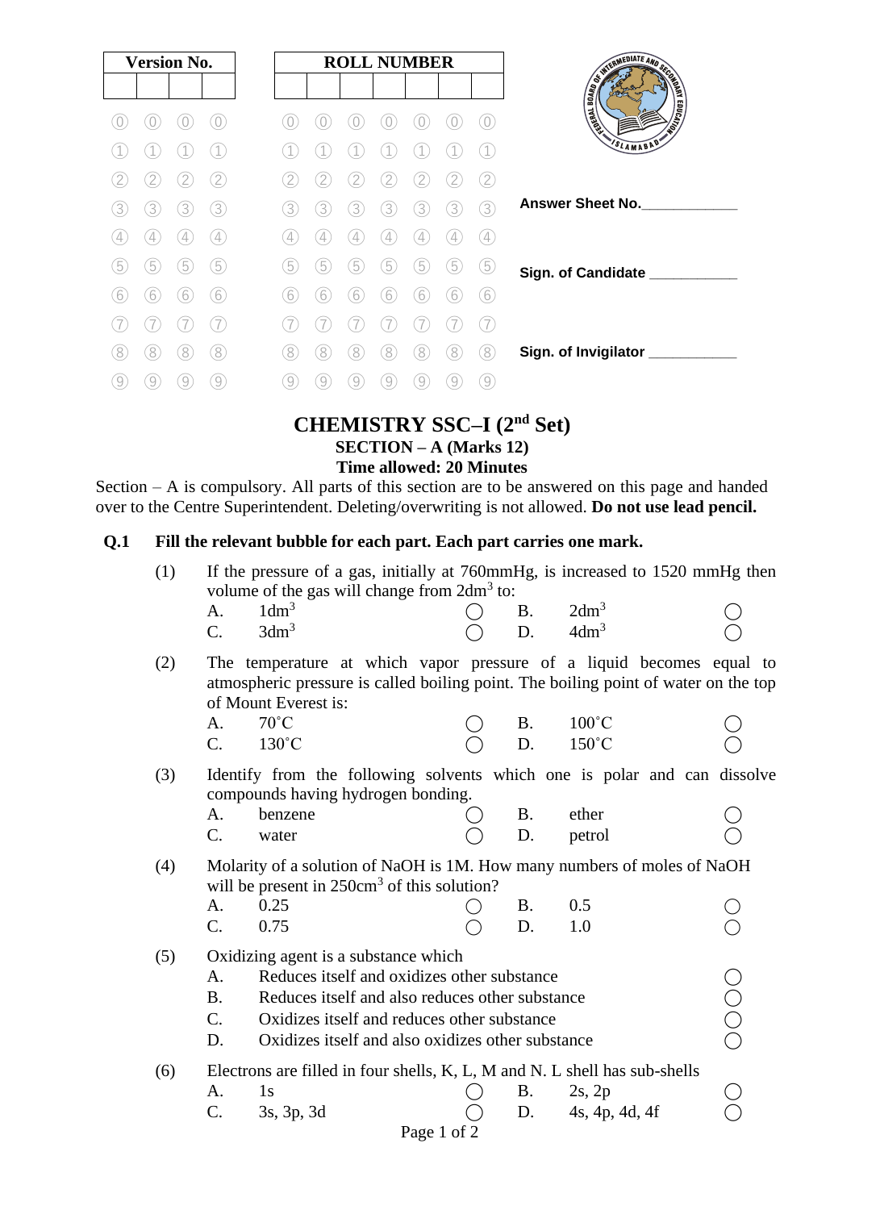| Version No. | | | |
|---|---|---|---|
| | | | |

| ROLL NUMBER | | | | | | |
|---|---|---|---|---|---|---|
| | | | | | | |

Answer Sheet No.____________

Sign. of Candidate ___________

Sign. of Invigilator ___________

# CHEMISTRY SSC–I (2nd Set)

## SECTION – A (Marks 12)

**Time allowed: 20 Minutes**

Section – A is compulsory. All parts of this section are to be answered on this page and handed over to the Centre Superintendent. Deleting/overwriting is not allowed. **Do not use lead pencil.**

**Q.1 Fill the relevant bubble for each part. Each part carries one mark.**

(1) If the pressure of a gas, initially at 760mmHg, is increased to 1520 mmHg then volume of the gas will change from $2dm^3$ to:

- A. $1dm^3$ ◯
- B. $2dm^3$ ◯
- C. $3dm^3$ ◯
- D. $4dm^3$ ◯

(2) The temperature at which vapor pressure of a liquid becomes equal to atmospheric pressure is called boiling point. The boiling point of water on the top of Mount Everest is:

- A. 70˚C ◯
- B. 100˚C ◯
- C. 130˚C ◯
- D. 150˚C ◯

(3) Identify from the following solvents which one is polar and can dissolve compounds having hydrogen bonding.

- A. benzene ◯
- B. ether ◯
- C. water ◯
- D. petrol ◯

(4) Molarity of a solution of NaOH is 1M. How many numbers of moles of NaOH will be present in $250cm^3$ of this solution?

- A. 0.25 ◯
- B. 0.5 ◯
- C. 0.75 ◯
- D. 1.0 ◯

(5) Oxidizing agent is a substance which

- A. Reduces itself and oxidizes other substance ◯
- B. Reduces itself and also reduces other substance ◯
- C. Oxidizes itself and reduces other substance ◯
- D. Oxidizes itself and also oxidizes other substance ◯

(6) Electrons are filled in four shells, K, L, M and N. L shell has sub-shells

- A. 1s ◯
- B. 2s, 2p ◯
- C. 3s, 3p, 3d ◯
- D. 4s, 4p, 4d, 4f ◯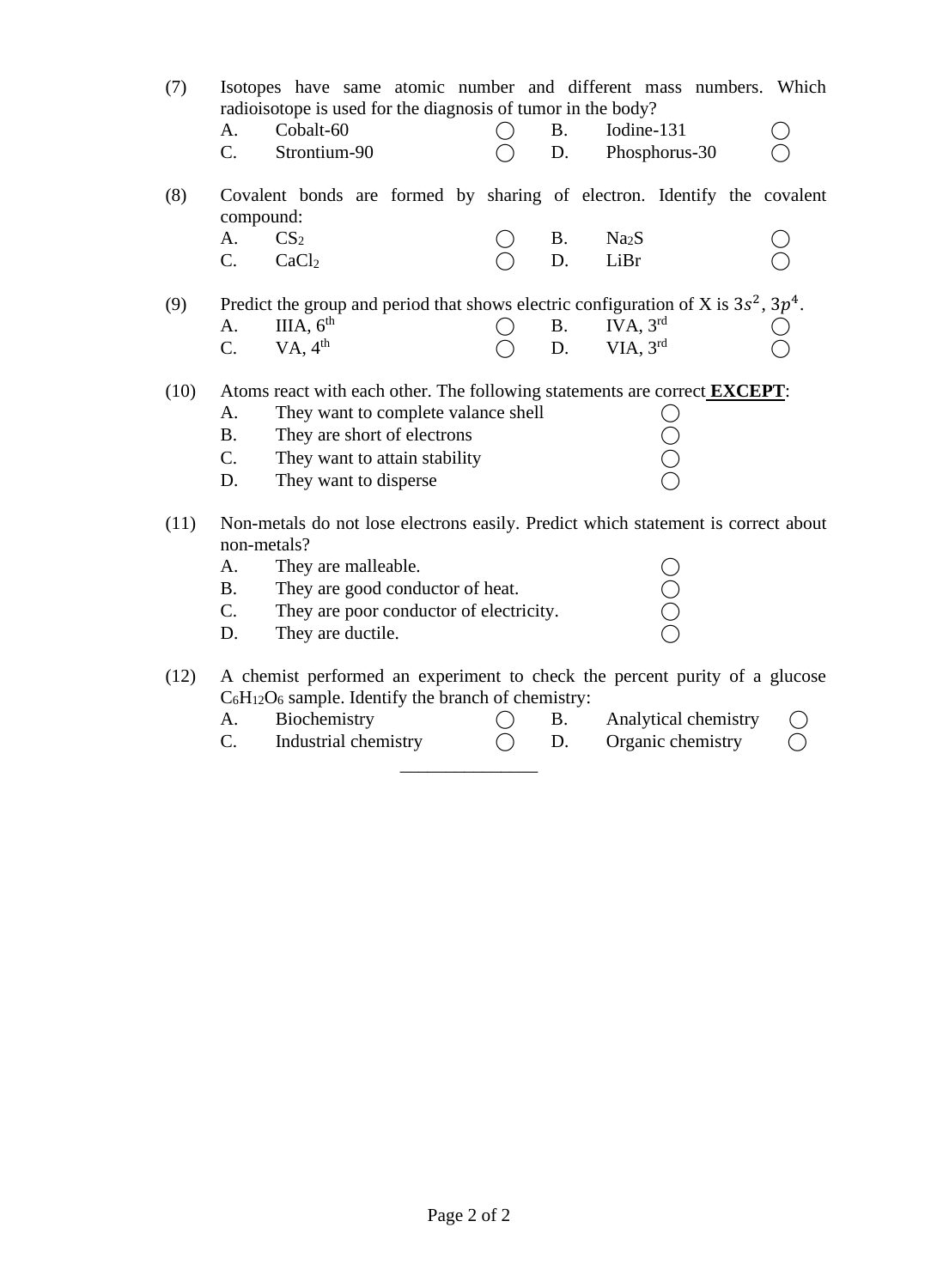(7) Isotopes have same atomic number and different mass numbers. Which radioisotope is used for the diagnosis of tumor in the body?

A. Cobalt-60 ◯ B. Iodine-131 ◯
C. Strontium-90 ◯ D. Phosphorus-30 ◯

(8) Covalent bonds are formed by sharing of electron. Identify the covalent compound:

A. $CS_2$ ◯ B. $Na_2S$ ◯
C. $CaCl_2$ ◯ D. LiBr ◯

(9) Predict the group and period that shows electric configuration of X is $3s^2$, $3p^4$.

A. IIIA, 6th ◯ B. IVA, 3rd ◯
C. VA, 4th ◯ D. VIA, 3rd ◯

(10) Atoms react with each other. The following statements are correct **EXCEPT**:

A. They want to complete valance shell ◯
B. They are short of electrons ◯
C. They want to attain stability ◯
D. They want to disperse ◯

(11) Non-metals do not lose electrons easily. Predict which statement is correct about non-metals?

A. They are malleable. ◯
B. They are good conductor of heat. ◯
C. They are poor conductor of electricity. ◯
D. They are ductile. ◯

(12) A chemist performed an experiment to check the percent purity of a glucose $C_6H_{12}O_6$ sample. Identify the branch of chemistry:

A. Biochemistry ◯ B. Analytical chemistry ◯
C. Industrial chemistry ◯ D. Organic chemistry ◯

_______________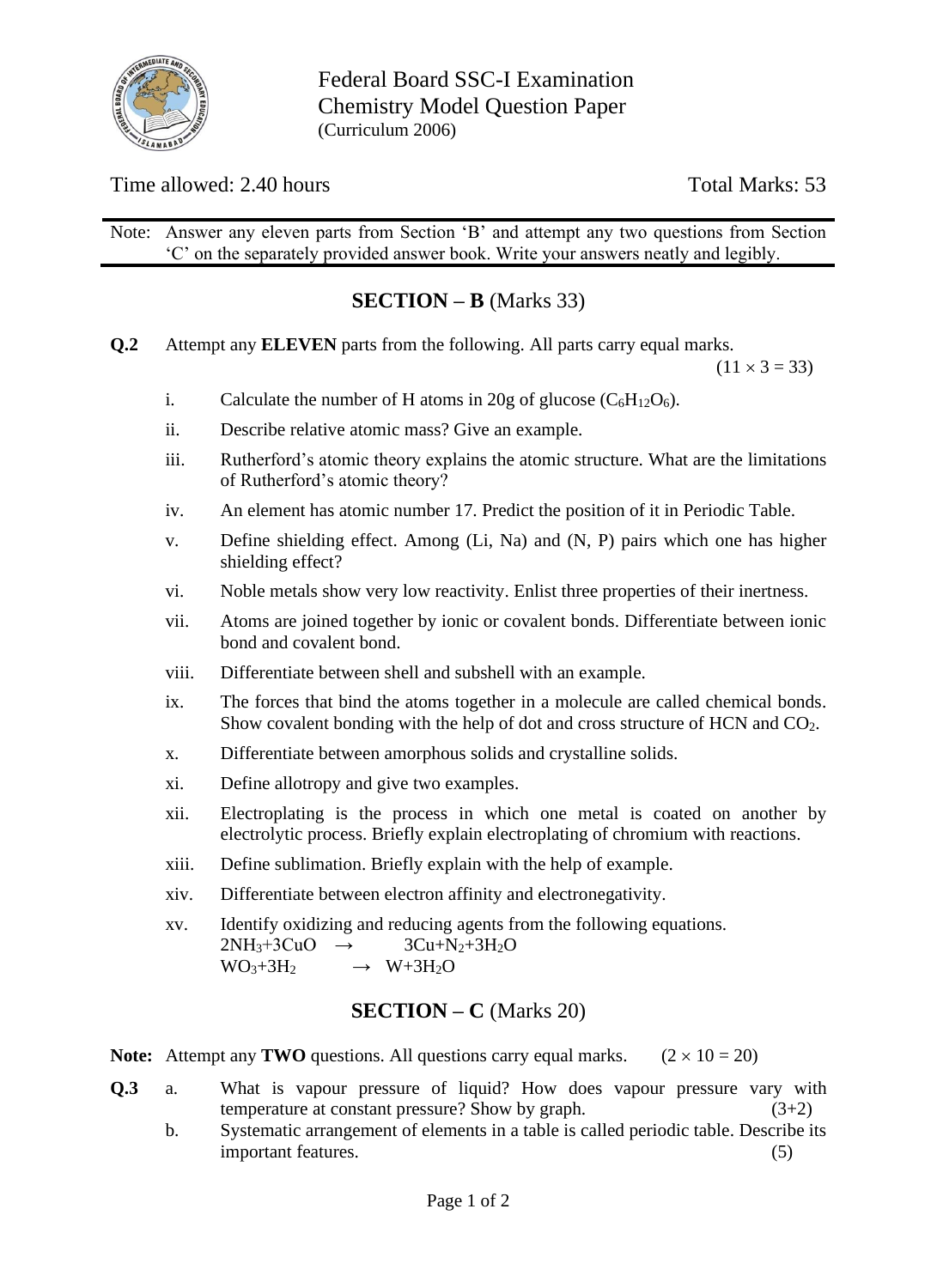Federal Board SSC-I Examination
Chemistry Model Question Paper
(Curriculum 2006)

Time allowed: 2.40 hours | Total Marks: 53

Note: Answer any eleven parts from Section 'B' and attempt any two questions from Section 'C' on the separately provided answer book. Write your answers neatly and legibly.

## SECTION – B (Marks 33)

**Q.2** Attempt any **ELEVEN** parts from the following. All parts carry equal marks. $(11 \times 3 = 33)$

i. Calculate the number of H atoms in 20g of glucose ($C_6H_{12}O_6$).

ii. Describe relative atomic mass? Give an example.

iii. Rutherford's atomic theory explains the atomic structure. What are the limitations of Rutherford's atomic theory?

iv. An element has atomic number 17. Predict the position of it in Periodic Table.

v. Define shielding effect. Among (Li, Na) and (N, P) pairs which one has higher shielding effect?

vi. Noble metals show very low reactivity. Enlist three properties of their inertness.

vii. Atoms are joined together by ionic or covalent bonds. Differentiate between ionic bond and covalent bond.

viii. Differentiate between shell and subshell with an example.

ix. The forces that bind the atoms together in a molecule are called chemical bonds. Show covalent bonding with the help of dot and cross structure of HCN and $CO_2$.

x. Differentiate between amorphous solids and crystalline solids.

xi. Define allotropy and give two examples.

xii. Electroplating is the process in which one metal is coated on another by electrolytic process. Briefly explain electroplating of chromium with reactions.

xiii. Define sublimation. Briefly explain with the help of example.

xiv. Differentiate between electron affinity and electronegativity.

xv. Identify oxidizing and reducing agents from the following equations.

$$2NH_3 + 3CuO \rightarrow 3Cu + N_2 + 3H_2O$$

$$WO_3 + 3H_2 \rightarrow W + 3H_2O$$

## SECTION – C (Marks 20)

**Note:** Attempt any **TWO** questions. All questions carry equal marks. $(2 \times 10 = 20)$

**Q.3** a. What is vapour pressure of liquid? How does vapour pressure vary with temperature at constant pressure? Show by graph. (3+2)

b. Systematic arrangement of elements in a table is called periodic table. Describe its important features. (5)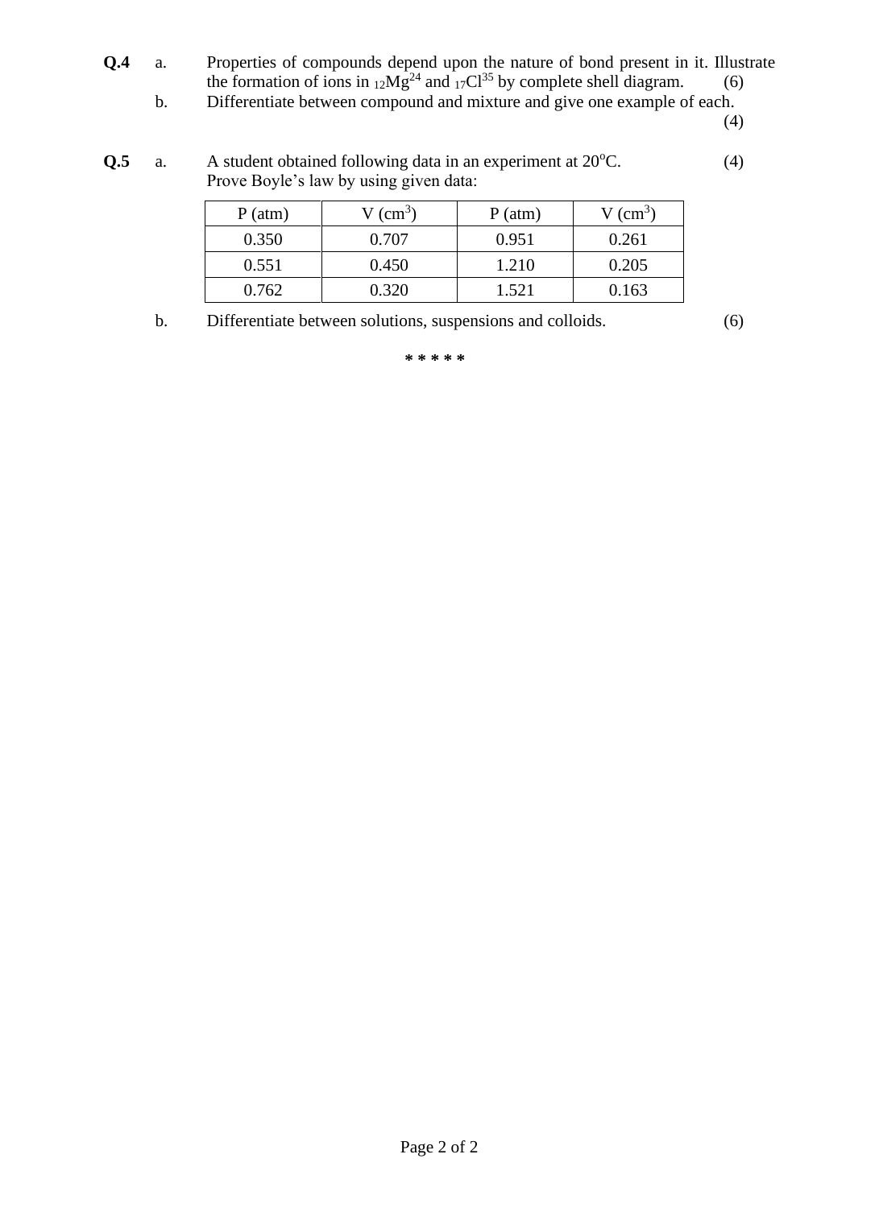**Q.4** a. Properties of compounds depend upon the nature of bond present in it. Illustrate the formation of ions in $_{12}Mg^{24}$ and $_{17}Cl^{35}$ by complete shell diagram. (6)

b. Differentiate between compound and mixture and give one example of each. (4)

**Q.5** a. A student obtained following data in an experiment at $20^oC$. (4)
Prove Boyle's law by using given data:

| P (atm) | V ($cm^3$) | P (atm) | V ($cm^3$) |
|---|---|---|---|
| 0.350 | 0.707 | 0.951 | 0.261 |
| 0.551 | 0.450 | 1.210 | 0.205 |
| 0.762 | 0.320 | 1.521 | 0.163 |

b. Differentiate between solutions, suspensions and colloids. (6)

* * * * *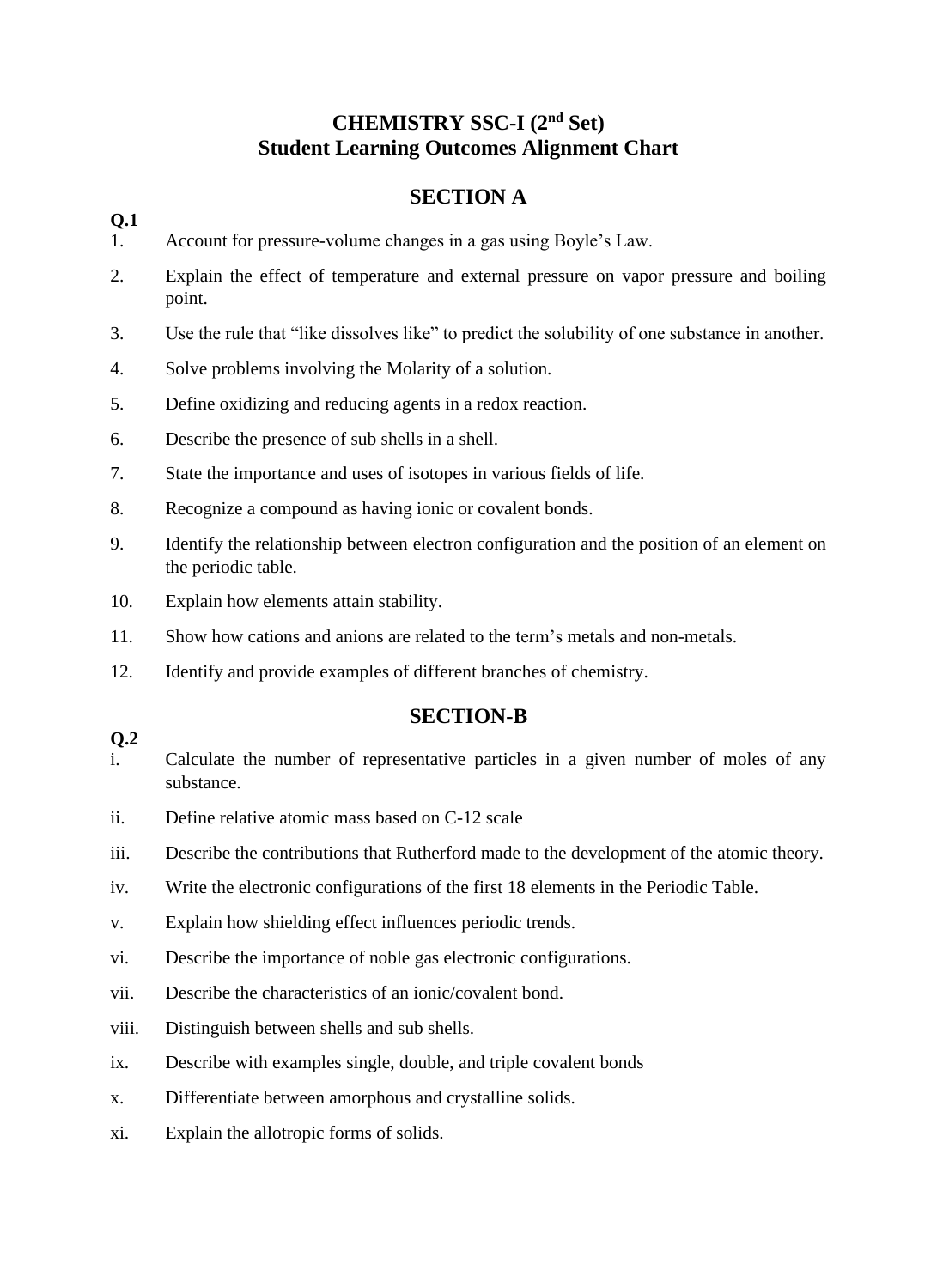# CHEMISTRY SSC-I (2nd Set)
## Student Learning Outcomes Alignment Chart

## SECTION A

**Q.1**

1. Account for pressure-volume changes in a gas using Boyle's Law.
2. Explain the effect of temperature and external pressure on vapor pressure and boiling point.
3. Use the rule that "like dissolves like" to predict the solubility of one substance in another.
4. Solve problems involving the Molarity of a solution.
5. Define oxidizing and reducing agents in a redox reaction.
6. Describe the presence of sub shells in a shell.
7. State the importance and uses of isotopes in various fields of life.
8. Recognize a compound as having ionic or covalent bonds.
9. Identify the relationship between electron configuration and the position of an element on the periodic table.
10. Explain how elements attain stability.
11. Show how cations and anions are related to the term's metals and non-metals.
12. Identify and provide examples of different branches of chemistry.

## SECTION-B

**Q.2**

i. Calculate the number of representative particles in a given number of moles of any substance.

ii. Define relative atomic mass based on C-12 scale

iii. Describe the contributions that Rutherford made to the development of the atomic theory.

iv. Write the electronic configurations of the first 18 elements in the Periodic Table.

v. Explain how shielding effect influences periodic trends.

vi. Describe the importance of noble gas electronic configurations.

vii. Describe the characteristics of an ionic/covalent bond.

viii. Distinguish between shells and sub shells.

ix. Describe with examples single, double, and triple covalent bonds

x. Differentiate between amorphous and crystalline solids.

xi. Explain the allotropic forms of solids.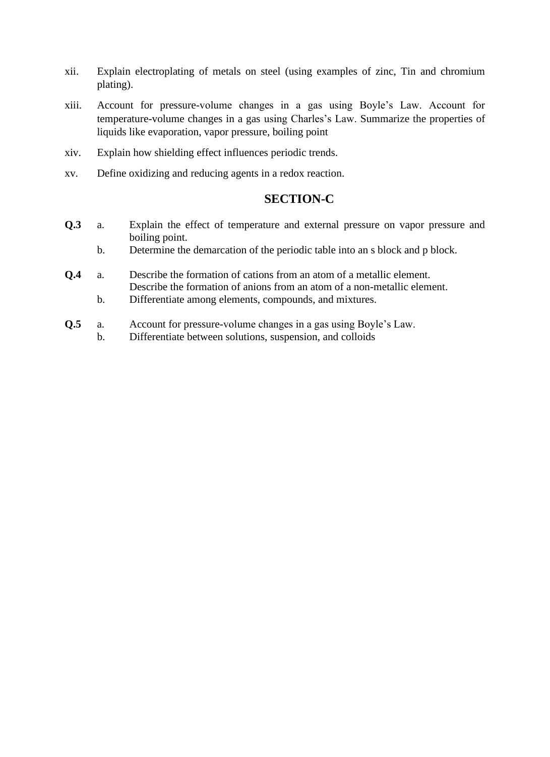xii. Explain electroplating of metals on steel (using examples of zinc, Tin and chromium plating).

xiii. Account for pressure-volume changes in a gas using Boyle's Law. Account for temperature-volume changes in a gas using Charles's Law. Summarize the properties of liquids like evaporation, vapor pressure, boiling point

xiv. Explain how shielding effect influences periodic trends.

xv. Define oxidizing and reducing agents in a redox reaction.

## SECTION-C

**Q.3**

a. Explain the effect of temperature and external pressure on vapor pressure and boiling point.

b. Determine the demarcation of the periodic table into an s block and p block.

**Q.4**

a. Describe the formation of cations from an atom of a metallic element.
Describe the formation of anions from an atom of a non-metallic element.

b. Differentiate among elements, compounds, and mixtures.

**Q.5**

a. Account for pressure-volume changes in a gas using Boyle's Law.

b. Differentiate between solutions, suspension, and colloids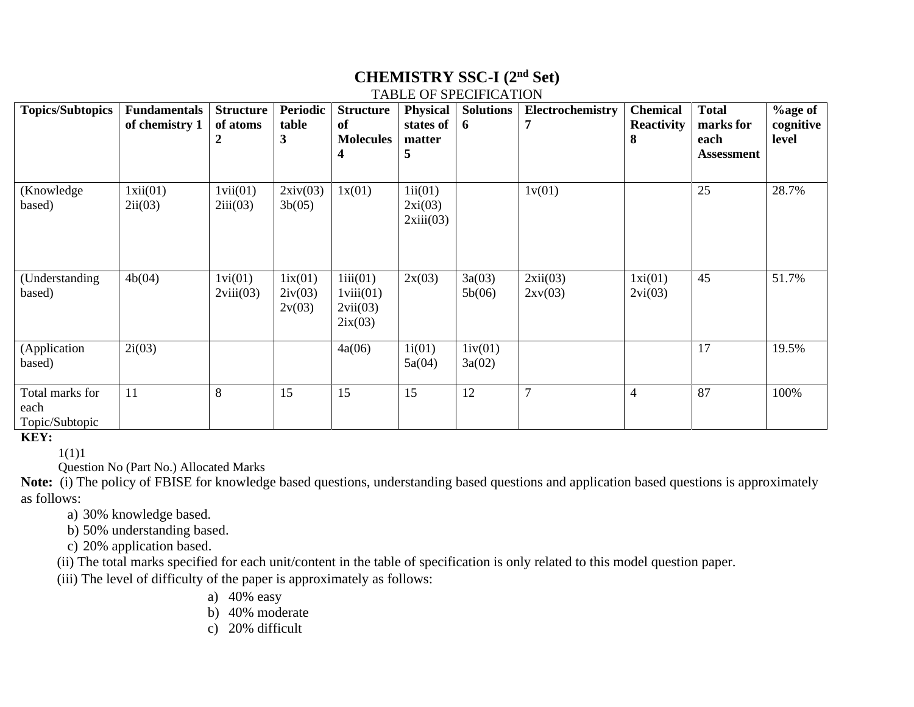# CHEMISTRY SSC-I (2nd Set)

TABLE OF SPECIFICATION

| Topics/Subtopics | Fundamentals of chemistry 1 | Structure of atoms 2 | Periodic table 3 | Structure of Molecules 4 | Physical states of matter 5 | Solutions 6 | Electrochemistry 7 | Chemical Reactivity 8 | Total marks for each Assessment | %age of cognitive level |
|---|---|---|---|---|---|---|---|---|---|---|
| (Knowledge based) | 1xii(01) 2ii(03) | 1vii(01) 2iii(03) | 2xiv(03) 3b(05) | 1x(01) | 1ii(01) 2xi(03) 2xiii(03) | | 1v(01) | | 25 | 28.7% |
| (Understanding based) | 4b(04) | 1vi(01) 2viii(03) | 1ix(01) 2iv(03) 2v(03) | 1iii(01) 1viii(01) 2vii(03) 2ix(03) | 2x(03) | 3a(03) 5b(06) | 2xii(03) 2xv(03) | 1xi(01) 2vi(03) | 45 | 51.7% |
| (Application based) | 2i(03) | | | 4a(06) | 1i(01) 5a(04) | 1iv(01) 3a(02) | | | 17 | 19.5% |
| Total marks for each Topic/Subtopic | 11 | 8 | 15 | 15 | 15 | 12 | 7 | 4 | 87 | 100% |

**KEY:**

1(1)1

Question No (Part No.) Allocated Marks

**Note:** (i) The policy of FBISE for knowledge based questions, understanding based questions and application based questions is approximately as follows:

a) 30% knowledge based.
b) 50% understanding based.
c) 20% application based.

(ii) The total marks specified for each unit/content in the table of specification is only related to this model question paper.

(iii) The level of difficulty of the paper is approximately as follows:

a) 40% easy
b) 40% moderate
c) 20% difficult